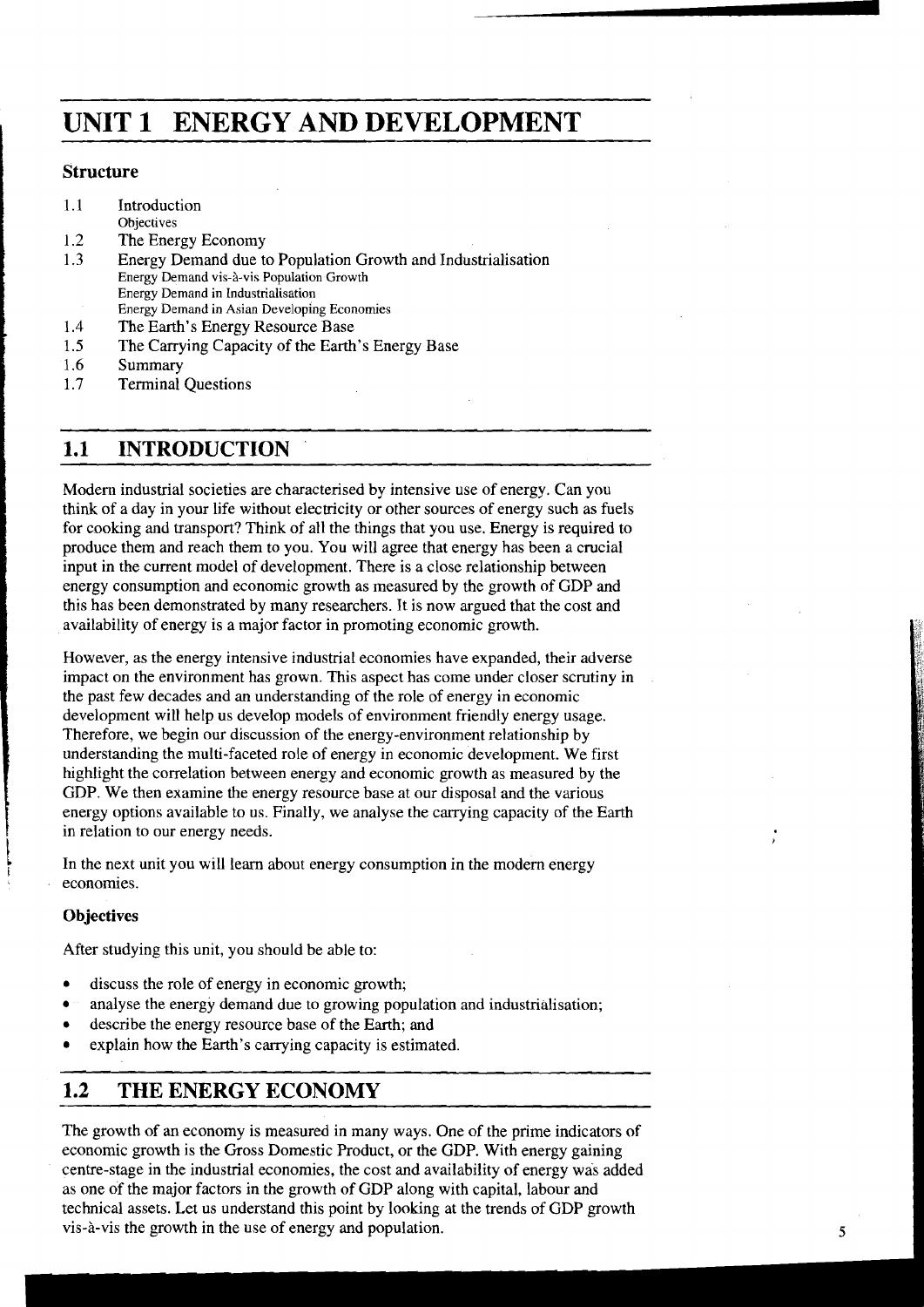# UNIT 1 ENERGY AND DEVELOPMENT

### Structure

- 1.1 Introduction
  - Objectives
- 1.2 The Energy Economy
- 1.3 Energy Demand due to Population Growth and Industrialisation
  - Energy Demand vis-à-vis Population Growth
  - Energy Demand in Industrialisation
  - Energy Demand in Asian Developing Economies
- 1.4 The Earth's Energy Resource Base
- 1.5 The Carrying Capacity of the Earth's Energy Base
- 1.6 Summary
- 1.7 Terminal Questions

## 1.1 INTRODUCTION

Modern industrial societies are characterised by intensive use of energy. Can you think of a day in your life without electricity or other sources of energy such as fuels for cooking and transport? Think of all the things that you use. Energy is required to produce them and reach them to you. You will agree that energy has been a crucial input in the current model of development. There is a close relationship between energy consumption and economic growth as measured by the growth of GDP and this has been demonstrated by many researchers. It is now argued that the cost and availability of energy is a major factor in promoting economic growth.

However, as the energy intensive industrial economies have expanded, their adverse impact on the environment has grown. This aspect has come under closer scrutiny in the past few decades and an understanding of the role of energy in economic development will help us develop models of environment friendly energy usage. Therefore, we begin our discussion of the energy-environment relationship by understanding the multi-faceted role of energy in economic development. We first highlight the correlation between energy and economic growth as measured by the GDP. We then examine the energy resource base at our disposal and the various energy options available to us. Finally, we analyse the carrying capacity of the Earth in relation to our energy needs.

In the next unit you will learn about energy consumption in the modern energy economies.

### Objectives

After studying this unit, you should be able to:

- discuss the role of energy in economic growth;
- analyse the energy demand due to growing population and industrialisation;
- describe the energy resource base of the Earth; and
- explain how the Earth's carrying capacity is estimated.

## 1.2 THE ENERGY ECONOMY

The growth of an economy is measured in many ways. One of the prime indicators of economic growth is the Gross Domestic Product, or the GDP. With energy gaining centre-stage in the industrial economies, the cost and availability of energy was added as one of the major factors in the growth of GDP along with capital, labour and technical assets. Let us understand this point by looking at the trends of GDP growth vis-à-vis the growth in the use of energy and population.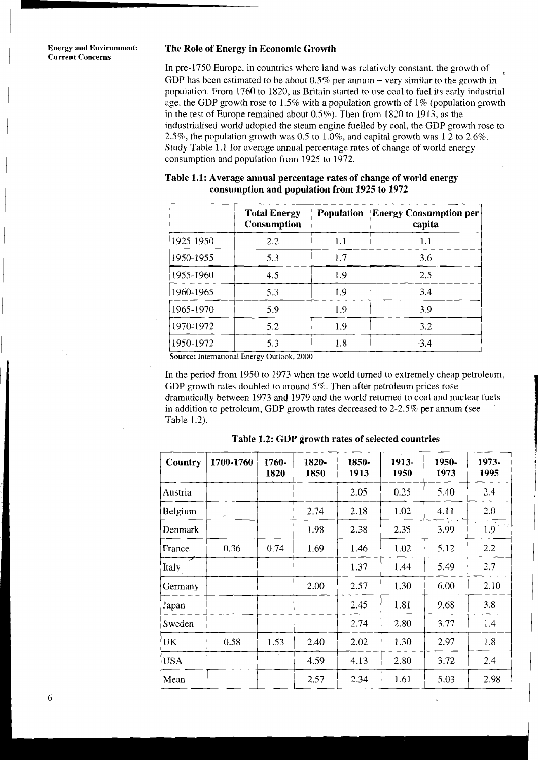## The Role of Energy in Economic Growth

In pre-1750 Europe, in countries where land was relatively constant, the growth of GDP has been estimated to be about 0.5% per annum – very similar to the growth in population. From 1760 to 1820, as Britain started to use coal to fuel its early industrial age, the GDP growth rose to 1.5% with a population growth of 1% (population growth in the rest of Europe remained about 0.5%). Then from 1820 to 1913, as the industrialised world adopted the steam engine fuelled by coal, the GDP growth rose to 2.5%, the population growth was 0.5 to 1.0%, and capital growth was 1.2 to 2.6%. Study Table 1.1 for average annual percentage rates of change of world energy consumption and population from 1925 to 1972.

**Table 1.1: Average annual percentage rates of change of world energy consumption and population from 1925 to 1972**

| | Total Energy Consumption | Population | Energy Consumption per capita |
|---|---|---|---|
| 1925-1950 | 2.2 | 1.1 | 1.1 |
| 1950-1955 | 5.3 | 1.7 | 3.6 |
| 1955-1960 | 4.5 | 1.9 | 2.5 |
| 1960-1965 | 5.3 | 1.9 | 3.4 |
| 1965-1970 | 5.9 | 1.9 | 3.9 |
| 1970-1972 | 5.2 | 1.9 | 3.2 |
| 1950-1972 | 5.3 | 1.8 | 3.4 |

**Source:** International Energy Outlook, 2000

In the period from 1950 to 1973 when the world turned to extremely cheap petroleum, GDP growth rates doubled to around 5%. Then after petroleum prices rose dramatically between 1973 and 1979 and the world returned to coal and nuclear fuels in addition to petroleum, GDP growth rates decreased to 2-2.5% per annum (see Table 1.2).

**Table 1.2: GDP growth rates of selected countries**

| Country | 1700-1760 | 1760-1820 | 1820-1850 | 1850-1913 | 1913-1950 | 1950-1973 | 1973-1995 |
|---|---|---|---|---|---|---|---|
| Austria | | | | 2.05 | 0.25 | 5.40 | 2.4 |
| Belgium | | | 2.74 | 2.18 | 1.02 | 4.11 | 2.0 |
| Denmark | | | 1.98 | 2.38 | 2.35 | 3.99 | 1.9 |
| France | 0.36 | 0.74 | 1.69 | 1.46 | 1.02 | 5.12 | 2.2 |
| Italy | | | | 1.37 | 1.44 | 5.49 | 2.7 |
| Germany | | | 2.00 | 2.57 | 1.30 | 6.00 | 2.10 |
| Japan | | | | 2.45 | 1.81 | 9.68 | 3.8 |
| Sweden | | | | 2.74 | 2.80 | 3.77 | 1.4 |
| UK | 0.58 | 1.53 | 2.40 | 2.02 | 1.30 | 2.97 | 1.8 |
| USA | | | 4.59 | 4.13 | 2.80 | 3.72 | 2.4 |
| Mean | | | 2.57 | 2.34 | 1.61 | 5.03 | 2.98 |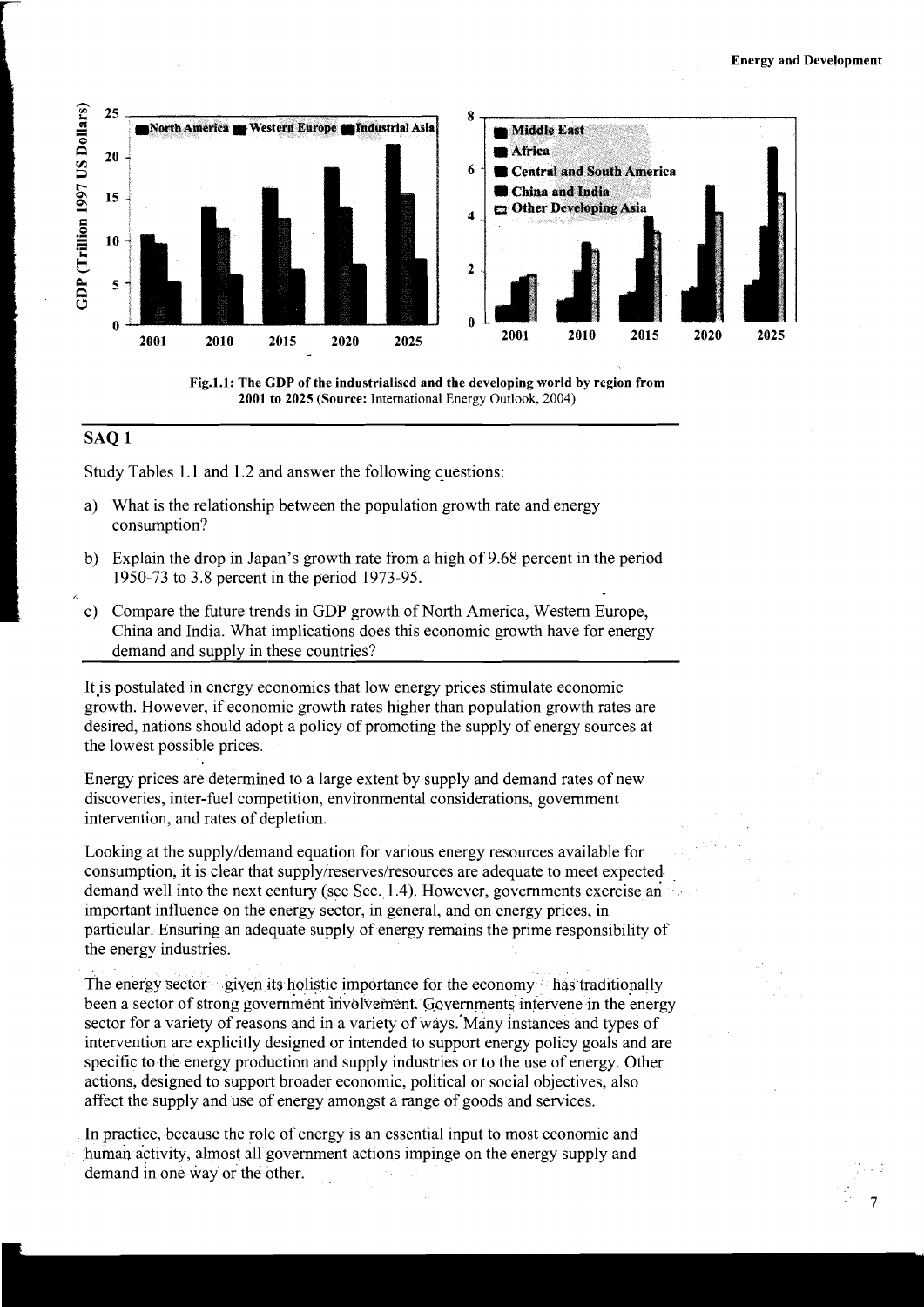Fig.1.1: The GDP of the industrialised and the developing world by region from 2001 to 2025 (Source: International Energy Outlook, 2004)

## SAQ 1

Study Tables 1.1 and 1.2 and answer the following questions:

a) What is the relationship between the population growth rate and energy consumption?

b) Explain the drop in Japan's growth rate from a high of 9.68 percent in the period 1950-73 to 3.8 percent in the period 1973-95.

c) Compare the future trends in GDP growth of North America, Western Europe, China and India. What implications does this economic growth have for energy demand and supply in these countries?

It is postulated in energy economics that low energy prices stimulate economic growth. However, if economic growth rates higher than population growth rates are desired, nations should adopt a policy of promoting the supply of energy sources at the lowest possible prices.

Energy prices are determined to a large extent by supply and demand rates of new discoveries, inter-fuel competition, environmental considerations, government intervention, and rates of depletion.

Looking at the supply/demand equation for various energy resources available for consumption, it is clear that supply/reserves/resources are adequate to meet expected demand well into the next century (see Sec. 1.4). However, governments exercise an important influence on the energy sector, in general, and on energy prices, in particular. Ensuring an adequate supply of energy remains the prime responsibility of the energy industries.

The energy sector – given its holistic importance for the economy – has traditionally been a sector of strong government involvement. Governments intervene in the energy sector for a variety of reasons and in a variety of ways. Many instances and types of intervention are explicitly designed or intended to support energy policy goals and are specific to the energy production and supply industries or to the use of energy. Other actions, designed to support broader economic, political or social objectives, also affect the supply and use of energy amongst a range of goods and services.

In practice, because the role of energy is an essential input to most economic and human activity, almost all government actions impinge on the energy supply and demand in one way or the other.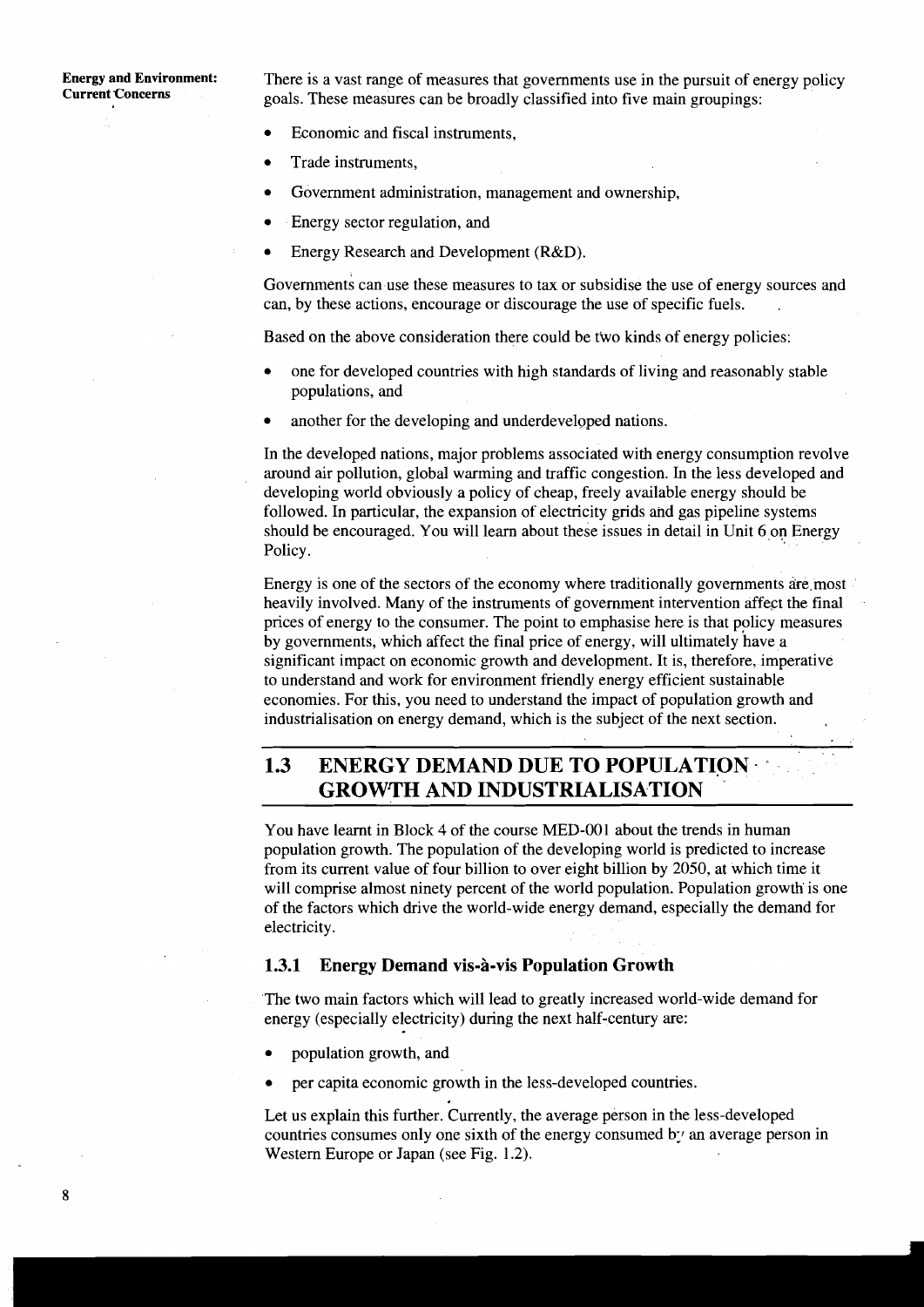There is a vast range of measures that governments use in the pursuit of energy policy goals. These measures can be broadly classified into five main groupings:

- Economic and fiscal instruments,
- Trade instruments,
- Government administration, management and ownership,
- Energy sector regulation, and
- Energy Research and Development (R&D).

Governments can use these measures to tax or subsidise the use of energy sources and can, by these actions, encourage or discourage the use of specific fuels.

Based on the above consideration there could be two kinds of energy policies:

- one for developed countries with high standards of living and reasonably stable populations, and
- another for the developing and underdeveloped nations.

In the developed nations, major problems associated with energy consumption revolve around air pollution, global warming and traffic congestion. In the less developed and developing world obviously a policy of cheap, freely available energy should be followed. In particular, the expansion of electricity grids and gas pipeline systems should be encouraged. You will learn about these issues in detail in Unit 6 on Energy Policy.

Energy is one of the sectors of the economy where traditionally governments are most heavily involved. Many of the instruments of government intervention affect the final prices of energy to the consumer. The point to emphasise here is that policy measures by governments, which affect the final price of energy, will ultimately have a significant impact on economic growth and development. It is, therefore, imperative to understand and work for environment friendly energy efficient sustainable economies. For this, you need to understand the impact of population growth and industrialisation on energy demand, which is the subject of the next section.

## 1.3 ENERGY DEMAND DUE TO POPULATION GROWTH AND INDUSTRIALISATION

You have learnt in Block 4 of the course MED-001 about the trends in human population growth. The population of the developing world is predicted to increase from its current value of four billion to over eight billion by 2050, at which time it will comprise almost ninety percent of the world population. Population growth is one of the factors which drive the world-wide energy demand, especially the demand for electricity.

### 1.3.1 Energy Demand vis-à-vis Population Growth

The two main factors which will lead to greatly increased world-wide demand for energy (especially electricity) during the next half-century are:

- population growth, and
- per capita economic growth in the less-developed countries.

Let us explain this further. Currently, the average person in the less-developed countries consumes only one sixth of the energy consumed by an average person in Western Europe or Japan (see Fig. 1.2).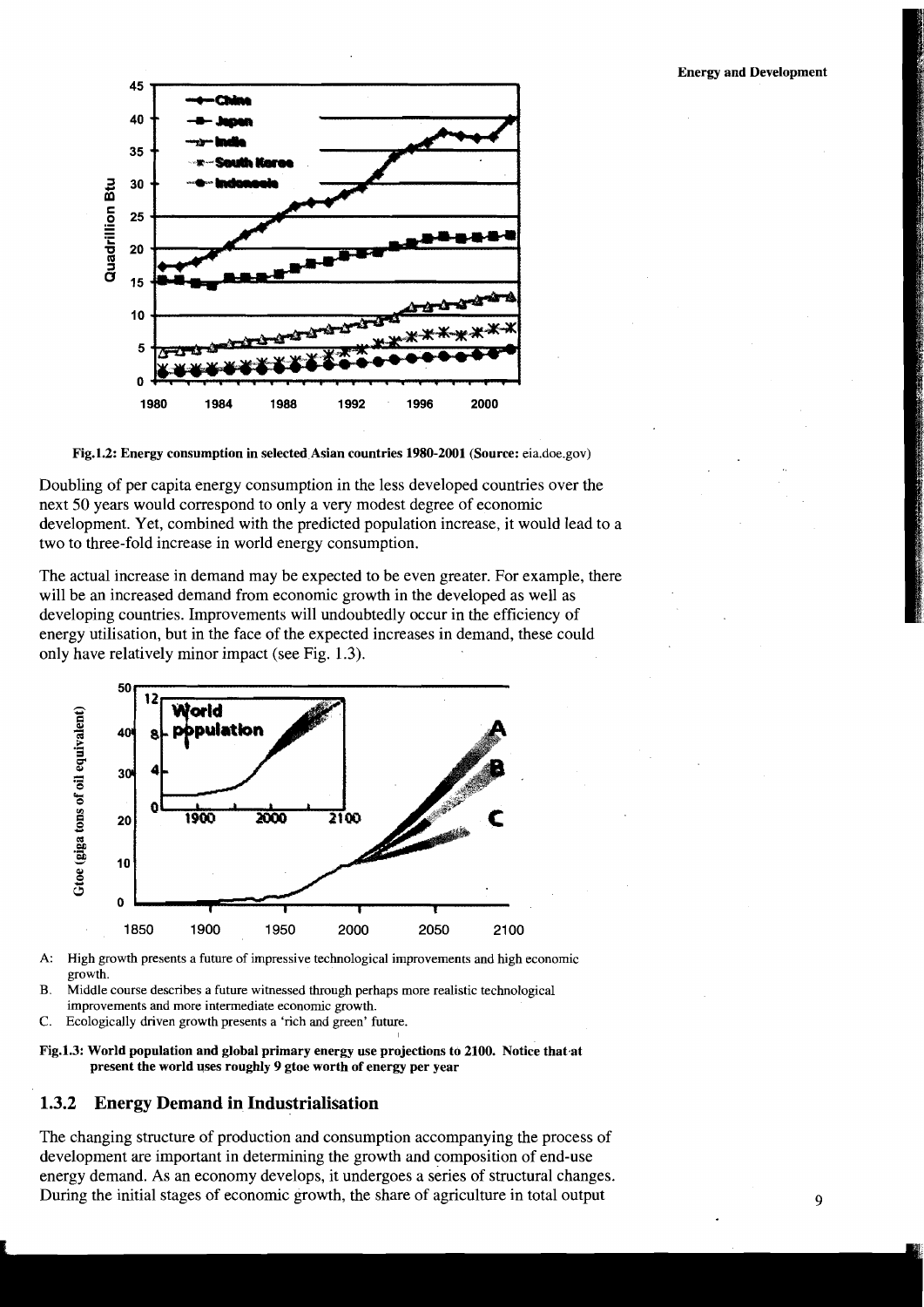Fig.1.2: Energy consumption in selected Asian countries 1980-2001 (Source: eia.doe.gov)

Doubling of per capita energy consumption in the less developed countries over the next 50 years would correspond to only a very modest degree of economic development. Yet, combined with the predicted population increase, it would lead to a two to three-fold increase in world energy consumption.

The actual increase in demand may be expected to be even greater. For example, there will be an increased demand from economic growth in the developed as well as developing countries. Improvements will undoubtedly occur in the efficiency of energy utilisation, but in the face of the expected increases in demand, these could only have relatively minor impact (see Fig. 1.3).

A: High growth presents a future of impressive technological improvements and high economic growth.

B. Middle course describes a future witnessed through perhaps more realistic technological improvements and more intermediate economic growth.

C. Ecologically driven growth presents a 'rich and green' future.

**Fig.1.3: World population and global primary energy use projections to 2100. Notice that at present the world uses roughly 9 gtoe worth of energy per year**

### 1.3.2 Energy Demand in Industrialisation

The changing structure of production and consumption accompanying the process of development are important in determining the growth and composition of end-use energy demand. As an economy develops, it undergoes a series of structural changes. During the initial stages of economic growth, the share of agriculture in total output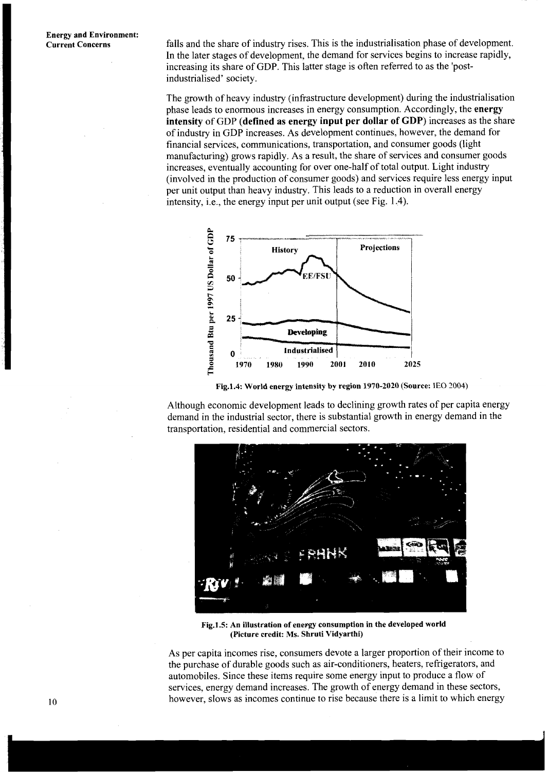falls and the share of industry rises. This is the industrialisation phase of development. In the later stages of development, the demand for services begins to increase rapidly, increasing its share of GDP. This latter stage is often referred to as the 'post-industrialised' society.

The growth of heavy industry (infrastructure development) during the industrialisation phase leads to enormous increases in energy consumption. Accordingly, the **energy intensity** of GDP (**defined as energy input per dollar of GDP**) increases as the share of industry in GDP increases. As development continues, however, the demand for financial services, communications, transportation, and consumer goods (light manufacturing) grows rapidly. As a result, the share of services and consumer goods increases, eventually accounting for over one-half of total output. Light industry (involved in the production of consumer goods) and services require less energy input per unit output than heavy industry. This leads to a reduction in overall energy intensity, i.e., the energy input per unit output (see Fig. 1.4).

**Fig.1.4: World energy intensity by region 1970-2020 (Source: IEO 2004)**

Although economic development leads to declining growth rates of per capita energy demand in the industrial sector, there is substantial growth in energy demand in the transportation, residential and commercial sectors.

**Fig.1.5: An illustration of energy consumption in the developed world (Picture credit: Ms. Shruti Vidyarthi)**

As per capita incomes rise, consumers devote a larger proportion of their income to the purchase of durable goods such as air-conditioners, heaters, refrigerators, and automobiles. Since these items require some energy input to produce a flow of services, energy demand increases. The growth of energy demand in these sectors, however, slows as incomes continue to rise because there is a limit to which energy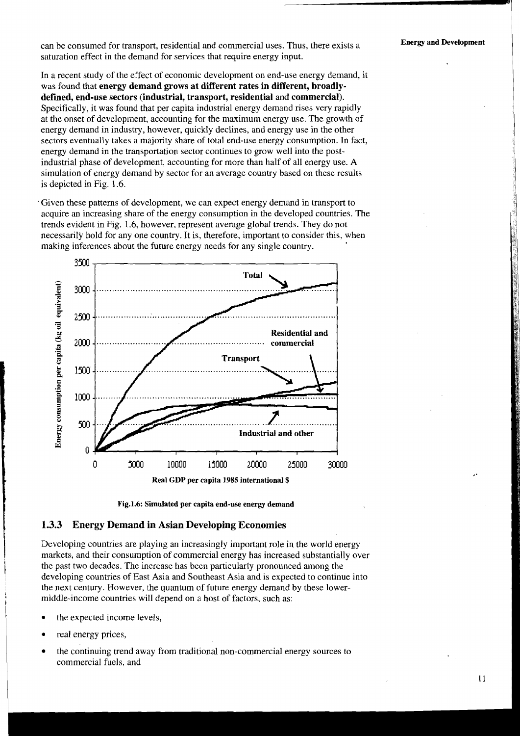can be consumed for transport, residential and commercial uses. Thus, there exists a saturation effect in the demand for services that require energy input.

In a recent study of the effect of economic development on end-use energy demand, it was found that **energy demand grows at different rates in different, broadly-defined, end-use sectors (industrial, transport, residential** and **commercial)**. Specifically, it was found that per capita industrial energy demand rises very rapidly at the onset of development, accounting for the maximum energy use. The growth of energy demand in industry, however, quickly declines, and energy use in the other sectors eventually takes a majority share of total end-use energy consumption. In fact, energy demand in the transportation sector continues to grow well into the post-industrial phase of development, accounting for more than half of all energy use. A simulation of energy demand by sector for an average country based on these results is depicted in Fig. 1.6.

Given these patterns of development, we can expect energy demand in transport to acquire an increasing share of the energy consumption in the developed countries. The trends evident in Fig. 1.6, however, represent average global trends. They do not necessarily hold for any one country. It is, therefore, important to consider this, when making inferences about the future energy needs for any single country.

**Fig.1.6: Simulated per capita end-use energy demand**

### 1.3.3 Energy Demand in Asian Developing Economies

Developing countries are playing an increasingly important role in the world energy markets, and their consumption of commercial energy has increased substantially over the past two decades. The increase has been particularly pronounced among the developing countries of East Asia and Southeast Asia and is expected to continue into the next century. However, the quantum of future energy demand by these lower-middle-income countries will depend on a host of factors, such as:

- the expected income levels,
- real energy prices,
- the continuing trend away from traditional non-commercial energy sources to commercial fuels, and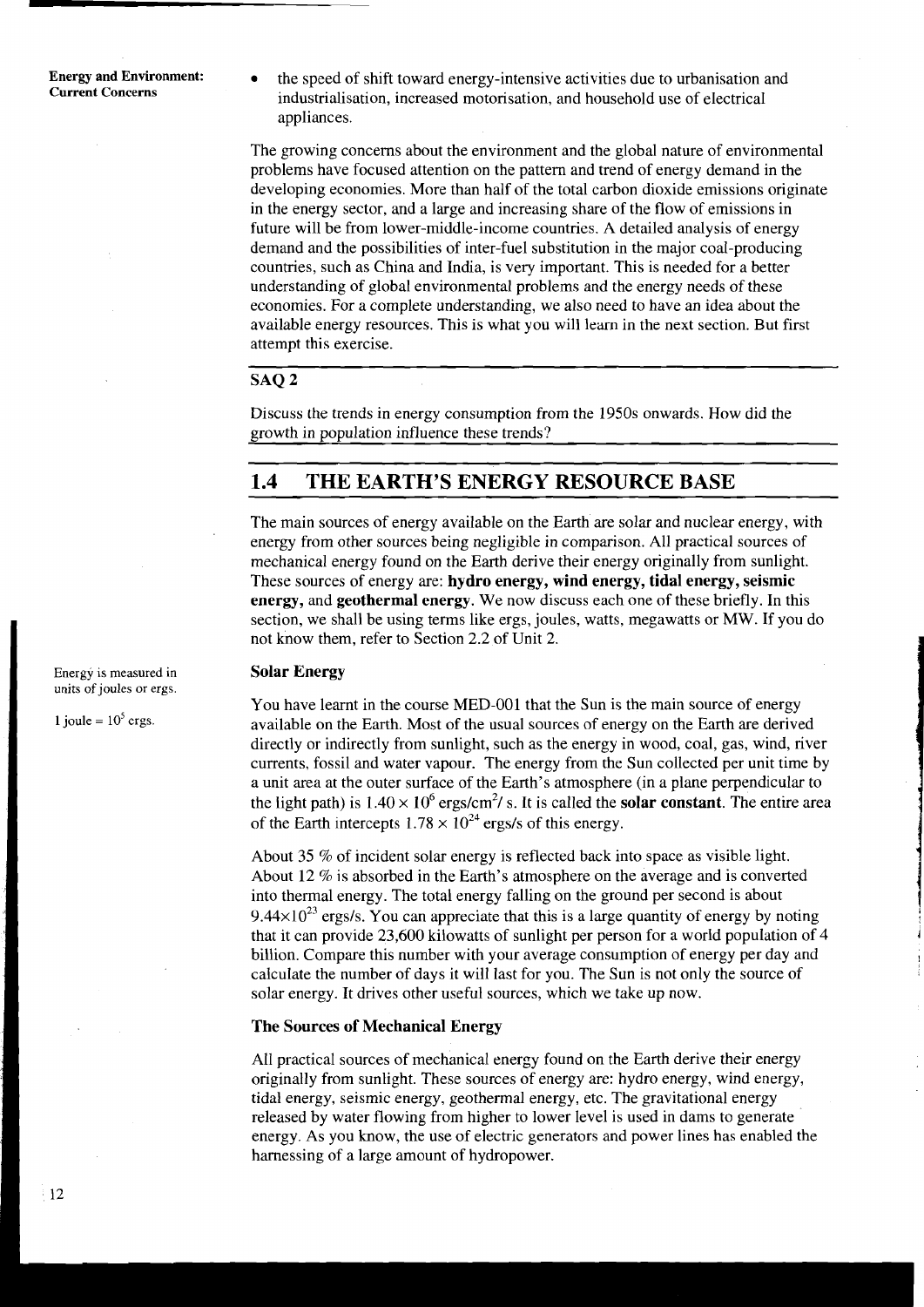- the speed of shift toward energy-intensive activities due to urbanisation and industrialisation, increased motorisation, and household use of electrical appliances.

The growing concerns about the environment and the global nature of environmental problems have focused attention on the pattern and trend of energy demand in the developing economies. More than half of the total carbon dioxide emissions originate in the energy sector, and a large and increasing share of the flow of emissions in future will be from lower-middle-income countries. A detailed analysis of energy demand and the possibilities of inter-fuel substitution in the major coal-producing countries, such as China and India, is very important. This is needed for a better understanding of global environmental problems and the energy needs of these economies. For a complete understanding, we also need to have an idea about the available energy resources. This is what you will learn in the next section. But first attempt this exercise.

**SAQ 2**

Discuss the trends in energy consumption from the 1950s onwards. How did the growth in population influence these trends?

## 1.4 THE EARTH'S ENERGY RESOURCE BASE

The main sources of energy available on the Earth are solar and nuclear energy, with energy from other sources being negligible in comparison. All practical sources of mechanical energy found on the Earth derive their energy originally from sunlight. These sources of energy are: **hydro energy, wind energy, tidal energy, seismic energy,** and **geothermal energy**. We now discuss each one of these briefly. In this section, we shall be using terms like ergs, joules, watts, megawatts or MW. If you do not know them, refer to Section 2.2 of Unit 2.

### Solar Energy

Energy is measured in units of joules or ergs.

1 joule = $10^5$ ergs.

You have learnt in the course MED-001 that the Sun is the main source of energy available on the Earth. Most of the usual sources of energy on the Earth are derived directly or indirectly from sunlight, such as the energy in wood, coal, gas, wind, river currents, fossil and water vapour. The energy from the Sun collected per unit time by a unit area at the outer surface of the Earth's atmosphere (in a plane perpendicular to the light path) is $1.40 \times 10^6$ ergs/cm$^2$/ s. It is called the **solar constant**. The entire area of the Earth intercepts $1.78 \times 10^{24}$ ergs/s of this energy.

About 35 % of incident solar energy is reflected back into space as visible light. About 12 % is absorbed in the Earth's atmosphere on the average and is converted into thermal energy. The total energy falling on the ground per second is about $9.44 \times 10^{23}$ ergs/s. You can appreciate that this is a large quantity of energy by noting that it can provide 23,600 kilowatts of sunlight per person for a world population of 4 billion. Compare this number with your average consumption of energy per day and calculate the number of days it will last for you. The Sun is not only the source of solar energy. It drives other useful sources, which we take up now.

### The Sources of Mechanical Energy

All practical sources of mechanical energy found on the Earth derive their energy originally from sunlight. These sources of energy are: hydro energy, wind energy, tidal energy, seismic energy, geothermal energy, etc. The gravitational energy released by water flowing from higher to lower level is used in dams to generate energy. As you know, the use of electric generators and power lines has enabled the harnessing of a large amount of hydropower.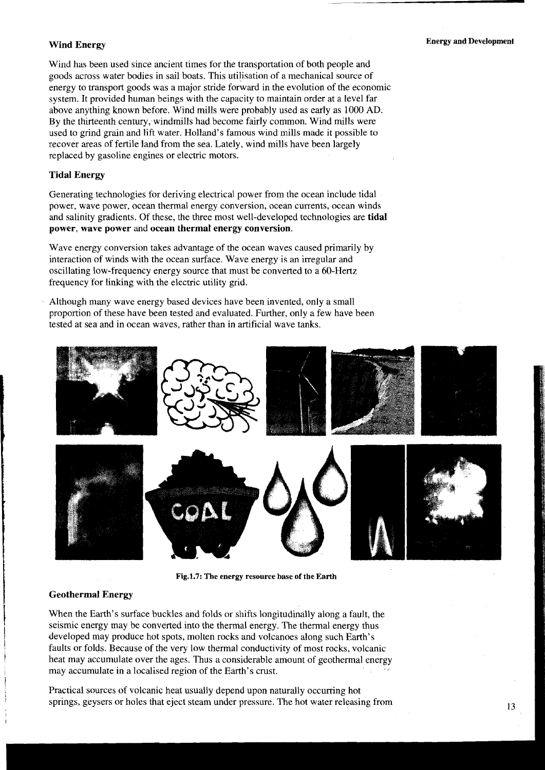## Wind Energy

Wind has been used since ancient times for the transportation of both people and goods across water bodies in sail boats. This utilisation of a mechanical source of energy to transport goods was a major stride forward in the evolution of the economic system. It provided human beings with the capacity to maintain order at a level far above anything known before. Wind mills were probably used as early as 1000 AD. By the thirteenth century, windmills had become fairly common. Wind mills were used to grind grain and lift water. Holland's famous wind mills made it possible to recover areas of fertile land from the sea. Lately, wind mills have been largely replaced by gasoline engines or electric motors.

## Tidal Energy

Generating technologies for deriving electrical power from the ocean include tidal power, wave power, ocean thermal energy conversion, ocean currents, ocean winds and salinity gradients. Of these, the three most well-developed technologies are **tidal power**, **wave power** and **ocean thermal energy conversion**.

Wave energy conversion takes advantage of the ocean waves caused primarily by interaction of winds with the ocean surface. Wave energy is an irregular and oscillating low-frequency energy source that must be converted to a 60-Hertz frequency for linking with the electric utility grid.

Although many wave energy based devices have been invented, only a small proportion of these have been tested and evaluated. Further, only a few have been tested at sea and in ocean waves, rather than in artificial wave tanks.

**Fig.1.7: The energy resource base of the Earth**

## Geothermal Energy

When the Earth's surface buckles and folds or shifts longitudinally along a fault, the seismic energy may be converted into the thermal energy. The thermal energy thus developed may produce hot spots, molten rocks and volcanoes along such Earth's faults or folds. Because of the very low thermal conductivity of most rocks, volcanic heat may accumulate over the ages. Thus a considerable amount of geothermal energy may accumulate in a localised region of the Earth's crust.

Practical sources of volcanic heat usually depend upon naturally occurring hot springs, geysers or holes that eject steam under pressure. The hot water releasing from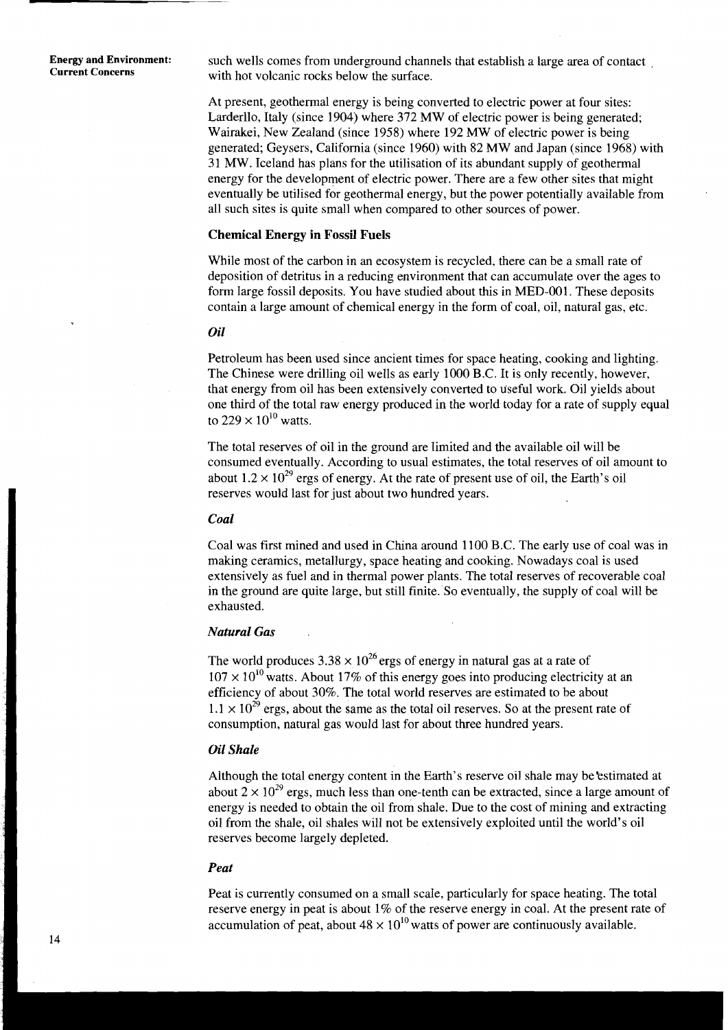such wells comes from underground channels that establish a large area of contact with hot volcanic rocks below the surface.

At present, geothermal energy is being converted to electric power at four sites: Larderllo, Italy (since 1904) where 372 MW of electric power is being generated; Wairakei, New Zealand (since 1958) where 192 MW of electric power is being generated; Geysers, California (since 1960) with 82 MW and Japan (since 1968) with 31 MW. Iceland has plans for the utilisation of its abundant supply of geothermal energy for the development of electric power. There are a few other sites that might eventually be utilised for geothermal energy, but the power potentially available from all such sites is quite small when compared to other sources of power.

### Chemical Energy in Fossil Fuels

While most of the carbon in an ecosystem is recycled, there can be a small rate of deposition of detritus in a reducing environment that can accumulate over the ages to form large fossil deposits. You have studied about this in MED-001. These deposits contain a large amount of chemical energy in the form of coal, oil, natural gas, etc.

#### *Oil*

Petroleum has been used since ancient times for space heating, cooking and lighting. The Chinese were drilling oil wells as early 1000 B.C. It is only recently, however, that energy from oil has been extensively converted to useful work. Oil yields about one third of the total raw energy produced in the world today for a rate of supply equal to $229 \times 10^{10}$ watts.

The total reserves of oil in the ground are limited and the available oil will be consumed eventually. According to usual estimates, the total reserves of oil amount to about $1.2 \times 10^{29}$ ergs of energy. At the rate of present use of oil, the Earth's oil reserves would last for just about two hundred years.

#### *Coal*

Coal was first mined and used in China around 1100 B.C. The early use of coal was in making ceramics, metallurgy, space heating and cooking. Nowadays coal is used extensively as fuel and in thermal power plants. The total reserves of recoverable coal in the ground are quite large, but still finite. So eventually, the supply of coal will be exhausted.

#### *Natural Gas*

The world produces $3.38 \times 10^{26}$ ergs of energy in natural gas at a rate of $107 \times 10^{10}$ watts. About 17% of this energy goes into producing electricity at an efficiency of about 30%. The total world reserves are estimated to be about $1.1 \times 10^{29}$ ergs, about the same as the total oil reserves. So at the present rate of consumption, natural gas would last for about three hundred years.

#### *Oil Shale*

Although the total energy content in the Earth's reserve oil shale may be estimated at about $2 \times 10^{29}$ ergs, much less than one-tenth can be extracted, since a large amount of energy is needed to obtain the oil from shale. Due to the cost of mining and extracting oil from the shale, oil shales will not be extensively exploited until the world's oil reserves become largely depleted.

#### *Peat*

Peat is currently consumed on a small scale, particularly for space heating. The total reserve energy in peat is about 1% of the reserve energy in coal. At the present rate of accumulation of peat, about $48 \times 10^{10}$ watts of power are continuously available.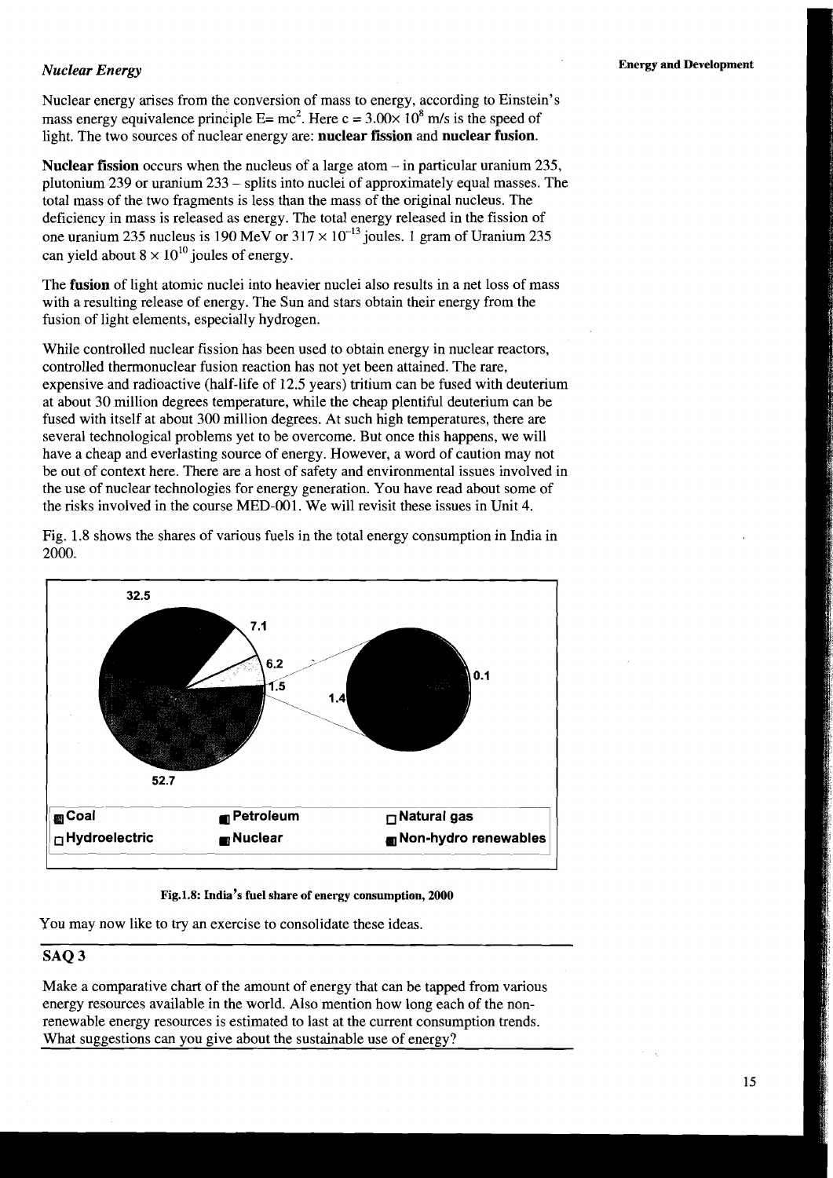### *Nuclear Energy*

Nuclear energy arises from the conversion of mass to energy, according to Einstein's mass energy equivalence principle $E= mc^2$. Here $c = 3.00\times 10^8$ m/s is the speed of light. The two sources of nuclear energy are: **nuclear fission** and **nuclear fusion**.

**Nuclear fission** occurs when the nucleus of a large atom – in particular uranium 235, plutonium 239 or uranium 233 – splits into nuclei of approximately equal masses. The total mass of the two fragments is less than the mass of the original nucleus. The deficiency in mass is released as energy. The total energy released in the fission of one uranium 235 nucleus is 190 MeV or $317 \times 10^{-13}$ joules. 1 gram of Uranium 235 can yield about $8 \times 10^{10}$ joules of energy.

The **fusion** of light atomic nuclei into heavier nuclei also results in a net loss of mass with a resulting release of energy. The Sun and stars obtain their energy from the fusion of light elements, especially hydrogen.

While controlled nuclear fission has been used to obtain energy in nuclear reactors, controlled thermonuclear fusion reaction has not yet been attained. The rare, expensive and radioactive (half-life of 12.5 years) tritium can be fused with deuterium at about 30 million degrees temperature, while the cheap plentiful deuterium can be fused with itself at about 300 million degrees. At such high temperatures, there are several technological problems yet to be overcome. But once this happens, we will have a cheap and everlasting source of energy. However, a word of caution may not be out of context here. There are a host of safety and environmental issues involved in the use of nuclear technologies for energy generation. You have read about some of the risks involved in the course MED-001. We will revisit these issues in Unit 4.

Fig. 1.8 shows the shares of various fuels in the total energy consumption in India in 2000.

32.5 7.1 6.2 1.5 1.4 0.1 52.7

Coal | Petroleum | Natural gas | Hydroelectric | Nuclear | Non-hydro renewables

**Fig.1.8: India's fuel share of energy consumption, 2000**

You may now like to try an exercise to consolidate these ideas.

## SAQ 3

Make a comparative chart of the amount of energy that can be tapped from various energy resources available in the world. Also mention how long each of the non-renewable energy resources is estimated to last at the current consumption trends. What suggestions can you give about the sustainable use of energy?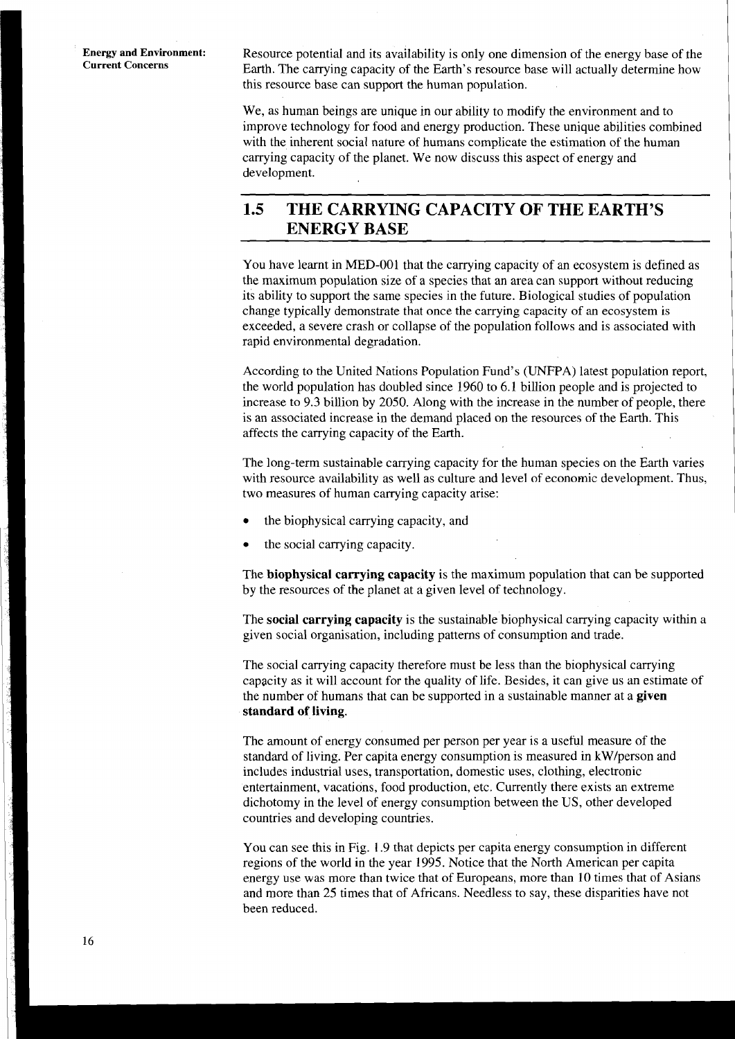Resource potential and its availability is only one dimension of the energy base of the Earth. The carrying capacity of the Earth's resource base will actually determine how this resource base can support the human population.

We, as human beings are unique in our ability to modify the environment and to improve technology for food and energy production. These unique abilities combined with the inherent social nature of humans complicate the estimation of the human carrying capacity of the planet. We now discuss this aspect of energy and development.

## 1.5 THE CARRYING CAPACITY OF THE EARTH'S ENERGY BASE

You have learnt in MED-001 that the carrying capacity of an ecosystem is defined as the maximum population size of a species that an area can support without reducing its ability to support the same species in the future. Biological studies of population change typically demonstrate that once the carrying capacity of an ecosystem is exceeded, a severe crash or collapse of the population follows and is associated with rapid environmental degradation.

According to the United Nations Population Fund's (UNFPA) latest population report, the world population has doubled since 1960 to 6.1 billion people and is projected to increase to 9.3 billion by 2050. Along with the increase in the number of people, there is an associated increase in the demand placed on the resources of the Earth. This affects the carrying capacity of the Earth.

The long-term sustainable carrying capacity for the human species on the Earth varies with resource availability as well as culture and level of economic development. Thus, two measures of human carrying capacity arise:

- the biophysical carrying capacity, and
- the social carrying capacity.

The **biophysical carrying capacity** is the maximum population that can be supported by the resources of the planet at a given level of technology.

The **social carrying capacity** is the sustainable biophysical carrying capacity within a given social organisation, including patterns of consumption and trade.

The social carrying capacity therefore must be less than the biophysical carrying capacity as it will account for the quality of life. Besides, it can give us an estimate of the number of humans that can be supported in a sustainable manner at a **given standard of living**.

The amount of energy consumed per person per year is a useful measure of the standard of living. Per capita energy consumption is measured in kW/person and includes industrial uses, transportation, domestic uses, clothing, electronic entertainment, vacations, food production, etc. Currently there exists an extreme dichotomy in the level of energy consumption between the US, other developed countries and developing countries.

You can see this in Fig. 1.9 that depicts per capita energy consumption in different regions of the world in the year 1995. Notice that the North American per capita energy use was more than twice that of Europeans, more than 10 times that of Asians and more than 25 times that of Africans. Needless to say, these disparities have not been reduced.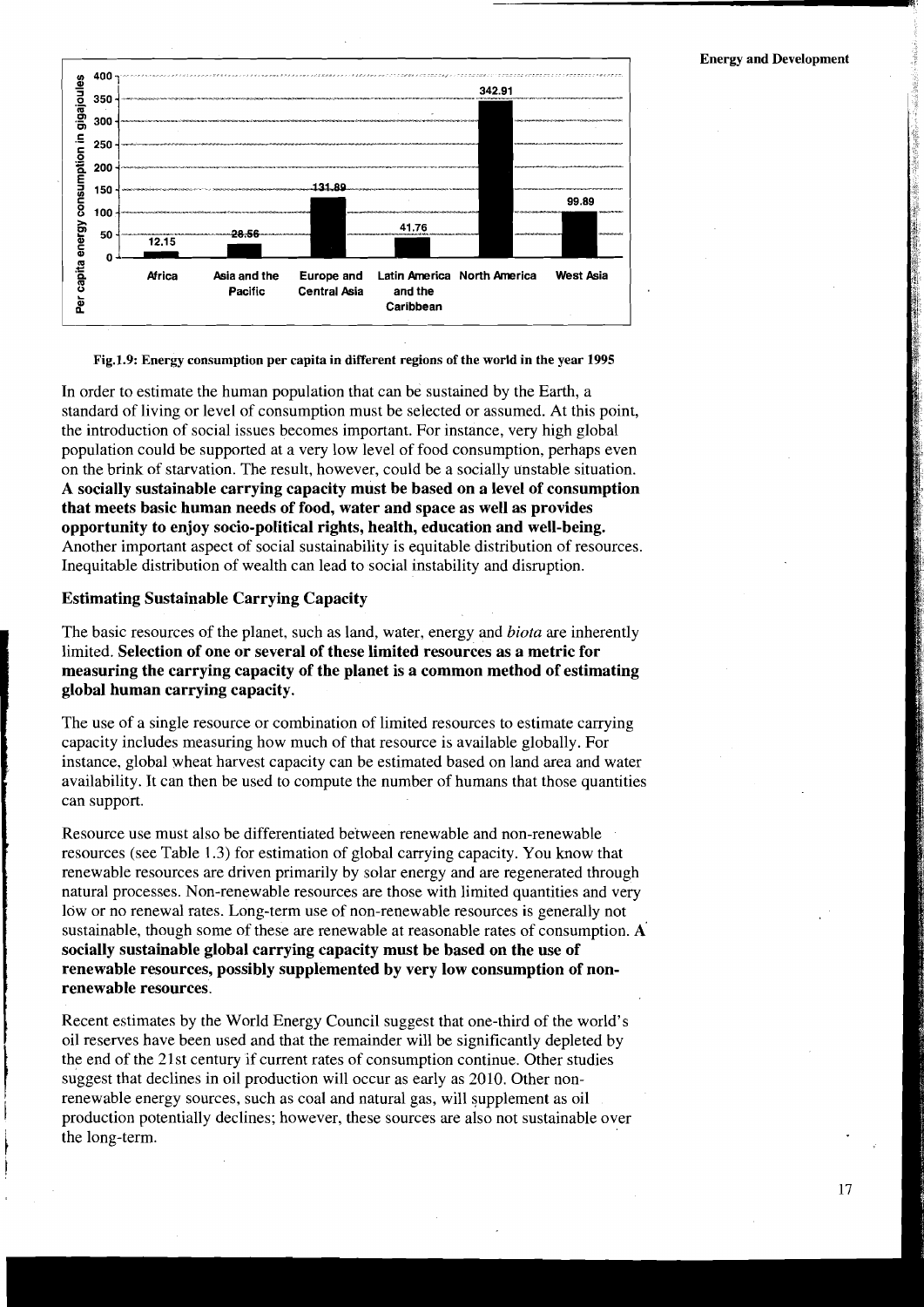Fig.1.9: Energy consumption per capita in different regions of the world in the year 1995

In order to estimate the human population that can be sustained by the Earth, a standard of living or level of consumption must be selected or assumed. At this point, the introduction of social issues becomes important. For instance, very high global population could be supported at a very low level of food consumption, perhaps even on the brink of starvation. The result, however, could be a socially unstable situation. **A socially sustainable carrying capacity must be based on a level of consumption that meets basic human needs of food, water and space as well as provides opportunity to enjoy socio-political rights, health, education and well-being.** Another important aspect of social sustainability is equitable distribution of resources. Inequitable distribution of wealth can lead to social instability and disruption.

### Estimating Sustainable Carrying Capacity

The basic resources of the planet, such as land, water, energy and *biota* are inherently limited. **Selection of one or several of these limited resources as a metric for measuring the carrying capacity of the planet is a common method of estimating global human carrying capacity.**

The use of a single resource or combination of limited resources to estimate carrying capacity includes measuring how much of that resource is available globally. For instance, global wheat harvest capacity can be estimated based on land area and water availability. It can then be used to compute the number of humans that those quantities can support.

Resource use must also be differentiated between renewable and non-renewable resources (see Table 1.3) for estimation of global carrying capacity. You know that renewable resources are driven primarily by solar energy and are regenerated through natural processes. Non-renewable resources are those with limited quantities and very low or no renewal rates. Long-term use of non-renewable resources is generally not sustainable, though some of these are renewable at reasonable rates of consumption. **A socially sustainable global carrying capacity must be based on the use of renewable resources, possibly supplemented by very low consumption of non-renewable resources.**

Recent estimates by the World Energy Council suggest that one-third of the world's oil reserves have been used and that the remainder will be significantly depleted by the end of the 21st century if current rates of consumption continue. Other studies suggest that declines in oil production will occur as early as 2010. Other non-renewable energy sources, such as coal and natural gas, will supplement as oil production potentially declines; however, these sources are also not sustainable over the long-term.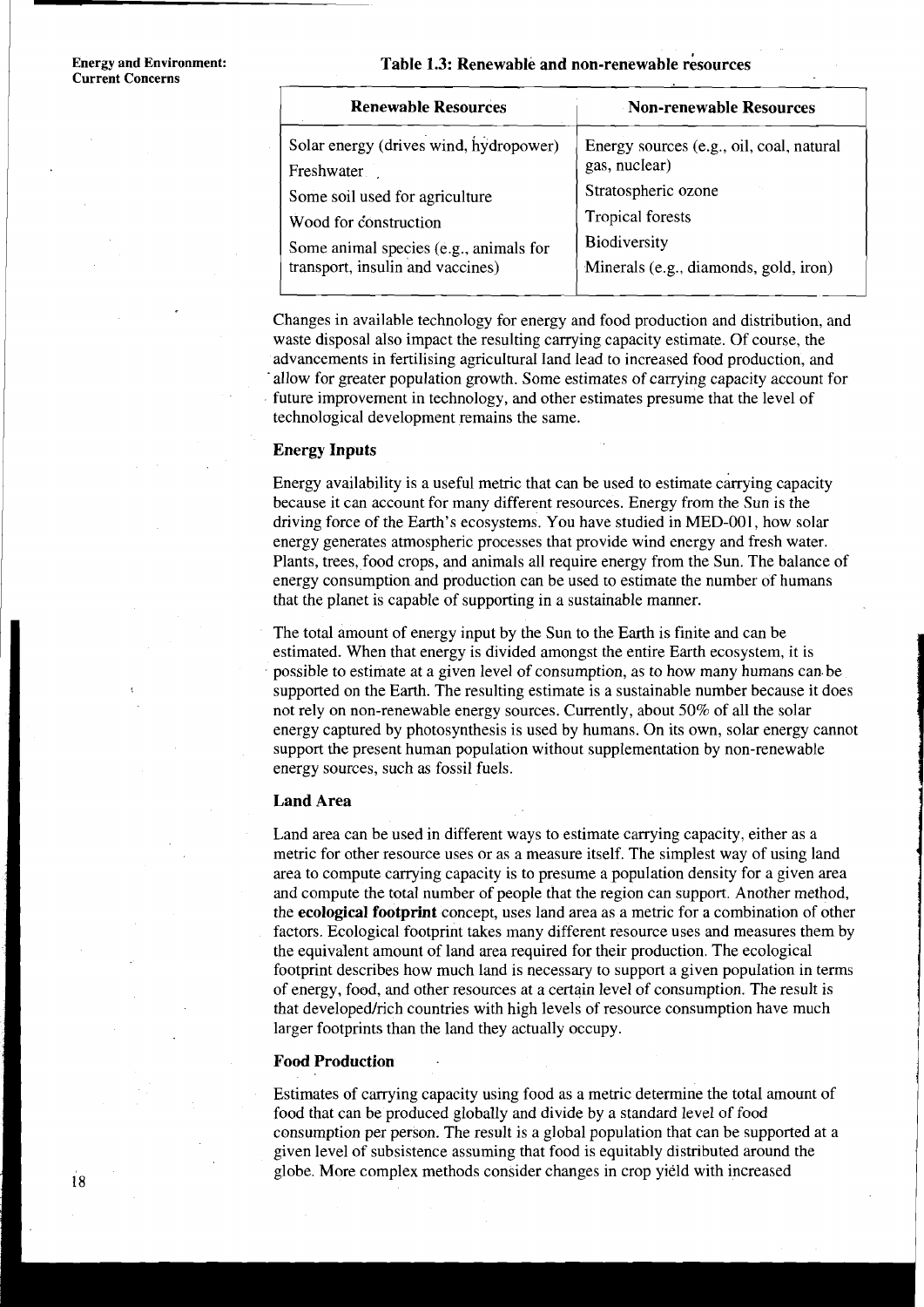**Table 1.3: Renewable and non-renewable resources**

| Renewable Resources | Non-renewable Resources |
|---|---|
| Solar energy (drives wind, hydropower) | Energy sources (e.g., oil, coal, natural gas, nuclear) |
| Freshwater | Stratospheric ozone |
| Some soil used for agriculture | Tropical forests |
| Wood for construction | Biodiversity |
| Some animal species (e.g., animals for transport, insulin and vaccines) | Minerals (e.g., diamonds, gold, iron) |

Changes in available technology for energy and food production and distribution, and waste disposal also impact the resulting carrying capacity estimate. Of course, the advancements in fertilising agricultural land lead to increased food production, and allow for greater population growth. Some estimates of carrying capacity account for future improvement in technology, and other estimates presume that the level of technological development remains the same.

### Energy Inputs

Energy availability is a useful metric that can be used to estimate carrying capacity because it can account for many different resources. Energy from the Sun is the driving force of the Earth's ecosystems. You have studied in MED-001, how solar energy generates atmospheric processes that provide wind energy and fresh water. Plants, trees, food crops, and animals all require energy from the Sun. The balance of energy consumption and production can be used to estimate the number of humans that the planet is capable of supporting in a sustainable manner.

The total amount of energy input by the Sun to the Earth is finite and can be estimated. When that energy is divided amongst the entire Earth ecosystem, it is possible to estimate at a given level of consumption, as to how many humans can be supported on the Earth. The resulting estimate is a sustainable number because it does not rely on non-renewable energy sources. Currently, about 50% of all the solar energy captured by photosynthesis is used by humans. On its own, solar energy cannot support the present human population without supplementation by non-renewable energy sources, such as fossil fuels.

### Land Area

Land area can be used in different ways to estimate carrying capacity, either as a metric for other resource uses or as a measure itself. The simplest way of using land area to compute carrying capacity is to presume a population density for a given area and compute the total number of people that the region can support. Another method, the **ecological footprint** concept, uses land area as a metric for a combination of other factors. Ecological footprint takes many different resource uses and measures them by the equivalent amount of land area required for their production. The ecological footprint describes how much land is necessary to support a given population in terms of energy, food, and other resources at a certain level of consumption. The result is that developed/rich countries with high levels of resource consumption have much larger footprints than the land they actually occupy.

### Food Production

Estimates of carrying capacity using food as a metric determine the total amount of food that can be produced globally and divide by a standard level of food consumption per person. The result is a global population that can be supported at a given level of subsistence assuming that food is equitably distributed around the globe. More complex methods consider changes in crop yield with increased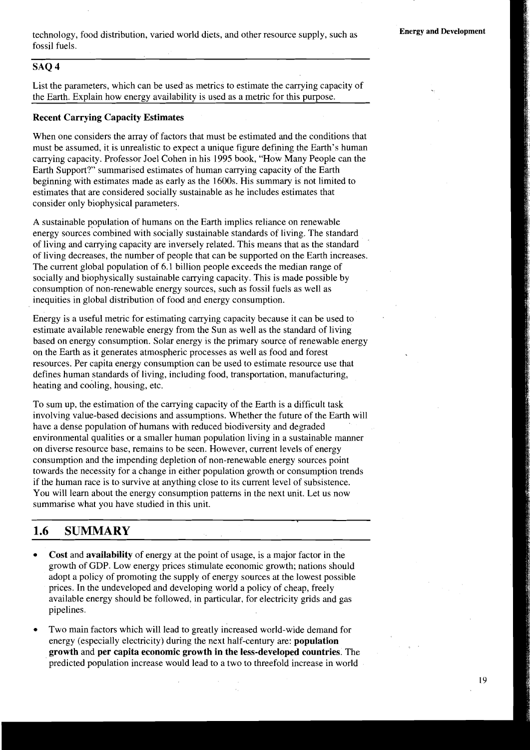technology, food distribution, varied world diets, and other resource supply, such as fossil fuels.

## SAQ 4

List the parameters, which can be used as metrics to estimate the carrying capacity of the Earth. Explain how energy availability is used as a metric for this purpose.

### Recent Carrying Capacity Estimates

When one considers the array of factors that must be estimated and the conditions that must be assumed, it is unrealistic to expect a unique figure defining the Earth's human carrying capacity. Professor Joel Cohen in his 1995 book, "How Many People can the Earth Support?" summarised estimates of human carrying capacity of the Earth beginning with estimates made as early as the 1600s. His summary is not limited to estimates that are considered socially sustainable as he includes estimates that consider only biophysical parameters.

A sustainable population of humans on the Earth implies reliance on renewable energy sources combined with socially sustainable standards of living. The standard of living and carrying capacity are inversely related. This means that as the standard of living decreases, the number of people that can be supported on the Earth increases. The current global population of 6.1 billion people exceeds the median range of socially and biophysically sustainable carrying capacity. This is made possible by consumption of non-renewable energy sources, such as fossil fuels as well as inequities in global distribution of food and energy consumption.

Energy is a useful metric for estimating carrying capacity because it can be used to estimate available renewable energy from the Sun as well as the standard of living based on energy consumption. Solar energy is the primary source of renewable energy on the Earth as it generates atmospheric processes as well as food and forest resources. Per capita energy consumption can be used to estimate resource use that defines human standards of living, including food, transportation, manufacturing, heating and cooling, housing, etc.

To sum up, the estimation of the carrying capacity of the Earth is a difficult task involving value-based decisions and assumptions. Whether the future of the Earth will have a dense population of humans with reduced biodiversity and degraded environmental qualities or a smaller human population living in a sustainable manner on diverse resource base, remains to be seen. However, current levels of energy consumption and the impending depletion of non-renewable energy sources point towards the necessity for a change in either population growth or consumption trends if the human race is to survive at anything close to its current level of subsistence. You will learn about the energy consumption patterns in the next unit. Let us now summarise what you have studied in this unit.

## 1.6 SUMMARY

- **Cost** and **availability** of energy at the point of usage, is a major factor in the growth of GDP. Low energy prices stimulate economic growth; nations should adopt a policy of promoting the supply of energy sources at the lowest possible prices. In the undeveloped and developing world a policy of cheap, freely available energy should be followed, in particular, for electricity grids and gas pipelines.
- Two main factors which will lead to greatly increased world-wide demand for energy (especially electricity) during the next half-century are: **population growth** and **per capita economic growth in the less-developed countries**. The predicted population increase would lead to a two to threefold increase in world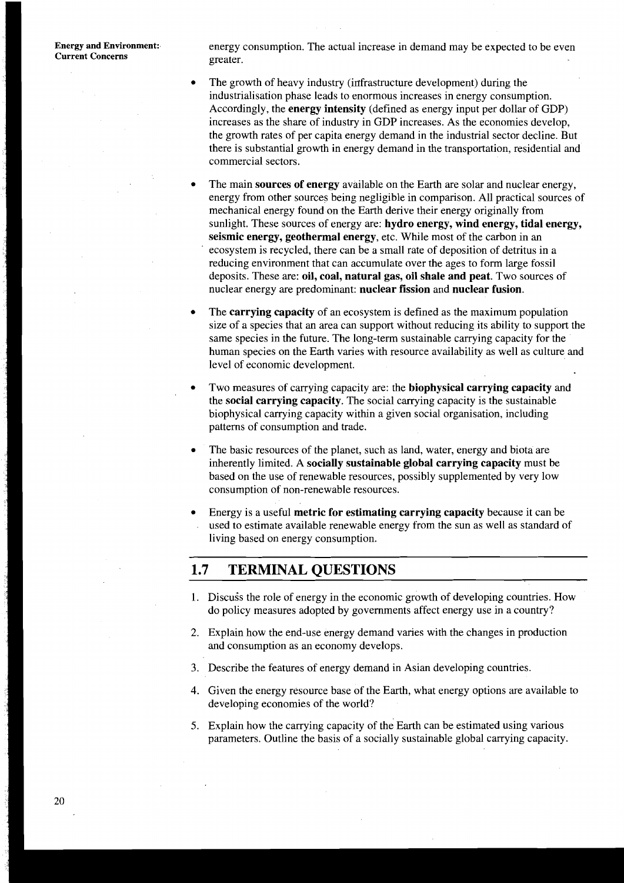energy consumption. The actual increase in demand may be expected to be even greater.

- The growth of heavy industry (infrastructure development) during the industrialisation phase leads to enormous increases in energy consumption. Accordingly, the **energy intensity** (defined as energy input per dollar of GDP) increases as the share of industry in GDP increases. As the economies develop, the growth rates of per capita energy demand in the industrial sector decline. But there is substantial growth in energy demand in the transportation, residential and commercial sectors.

- The main **sources of energy** available on the Earth are solar and nuclear energy, energy from other sources being negligible in comparison. All practical sources of mechanical energy found on the Earth derive their energy originally from sunlight. These sources of energy are: **hydro energy, wind energy, tidal energy, seismic energy, geothermal energy**, etc. While most of the carbon in an ecosystem is recycled, there can be a small rate of deposition of detritus in a reducing environment that can accumulate over the ages to form large fossil deposits. These are: **oil, coal, natural gas, oil shale and peat**. Two sources of nuclear energy are predominant: **nuclear fission** and **nuclear fusion**.

- The **carrying capacity** of an ecosystem is defined as the maximum population size of a species that an area can support without reducing its ability to support the same species in the future. The long-term sustainable carrying capacity for the human species on the Earth varies with resource availability as well as culture and level of economic development.

- Two measures of carrying capacity are: the **biophysical carrying capacity** and the **social carrying capacity**. The social carrying capacity is the sustainable biophysical carrying capacity within a given social organisation, including patterns of consumption and trade.

- The basic resources of the planet, such as land, water, energy and biota are inherently limited. A **socially sustainable global carrying capacity** must be based on the use of renewable resources, possibly supplemented by very low consumption of non-renewable resources.

- Energy is a useful **metric for estimating carrying capacity** because it can be used to estimate available renewable energy from the sun as well as standard of living based on energy consumption.

## 1.7 TERMINAL QUESTIONS

1. Discuss the role of energy in the economic growth of developing countries. How do policy measures adopted by governments affect energy use in a country?

2. Explain how the end-use energy demand varies with the changes in production and consumption as an economy develops.

3. Describe the features of energy demand in Asian developing countries.

4. Given the energy resource base of the Earth, what energy options are available to developing economies of the world?

5. Explain how the carrying capacity of the Earth can be estimated using various parameters. Outline the basis of a socially sustainable global carrying capacity.